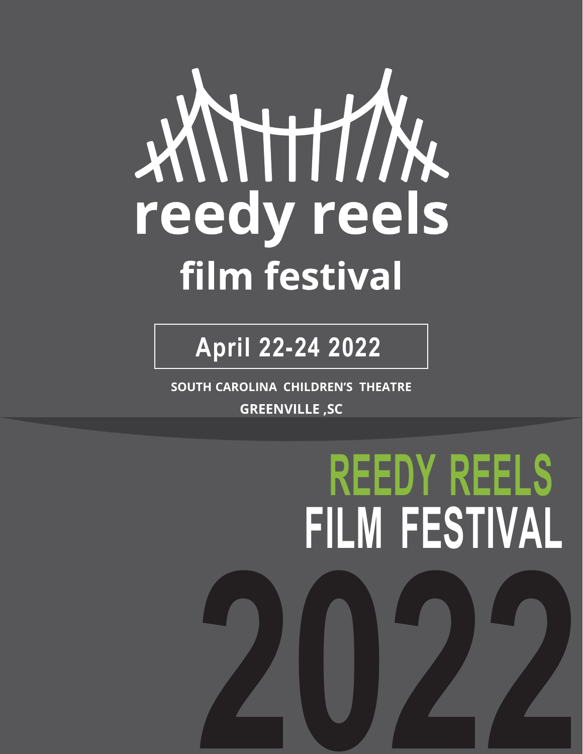# reedy reels

## film festival

**April 22-24 2022**

**SOUTH CAROLINA CHILDREN'S THEATRE**

**GREENVILLE ,SC**

# REEDY REELS
# FILM FESTIVAL
# 2022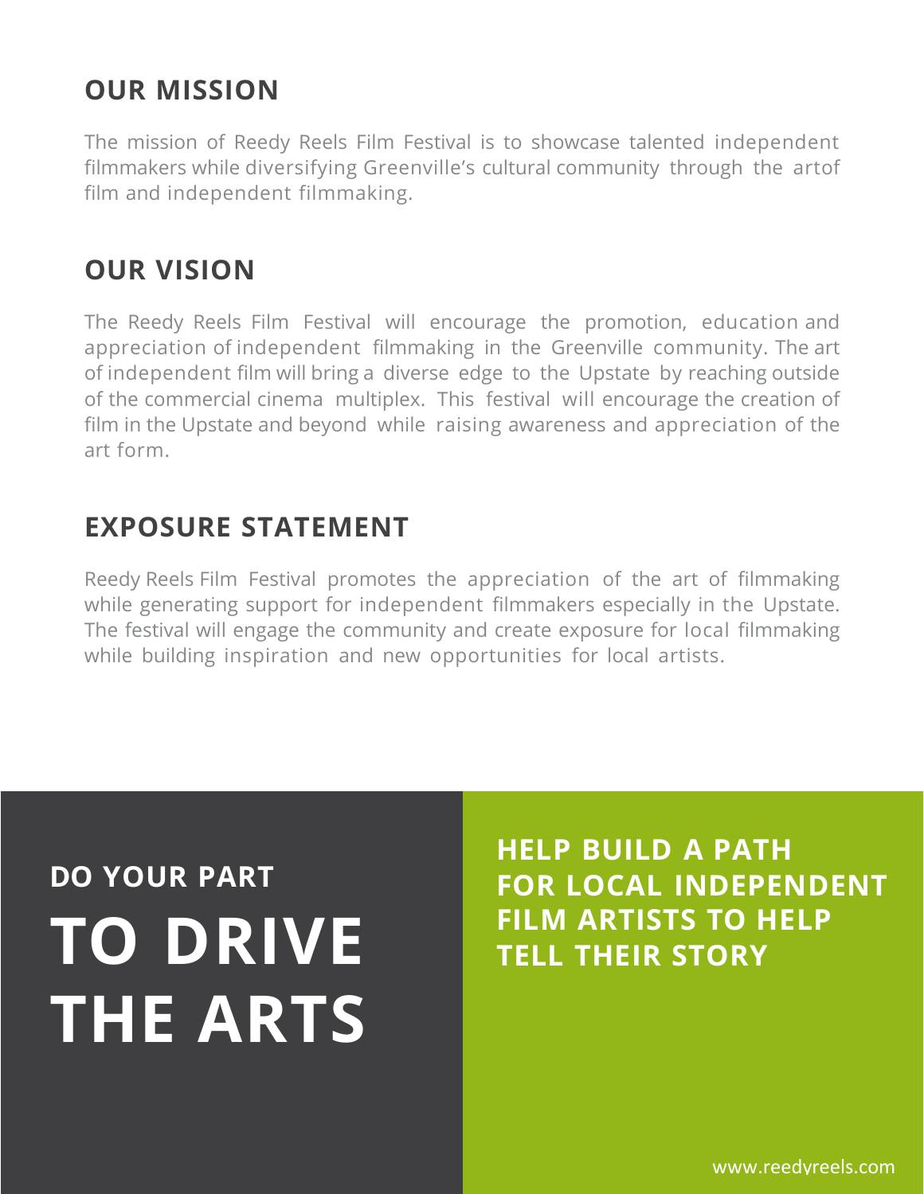## OUR MISSION

The mission of Reedy Reels Film Festival is to showcase talented independent filmmakers while diversifying Greenville's cultural community through the artof film and independent filmmaking.

## OUR VISION

The Reedy Reels Film Festival will encourage the promotion, education and appreciation of independent filmmaking in the Greenville community. The art of independent film will bring a diverse edge to the Upstate by reaching outside of the commercial cinema multiplex. This festival will encourage the creation of film in the Upstate and beyond while raising awareness and appreciation of the art form.

## EXPOSURE STATEMENT

Reedy Reels Film Festival promotes the appreciation of the art of filmmaking while generating support for independent filmmakers especially in the Upstate. The festival will engage the community and create exposure for local filmmaking while building inspiration and new opportunities for local artists.

**DO YOUR PART**

# TO DRIVE THE ARTS

**HELP BUILD A PATH FOR LOCAL INDEPENDENT FILM ARTISTS TO HELP TELL THEIR STORY**

www.reedyreels.com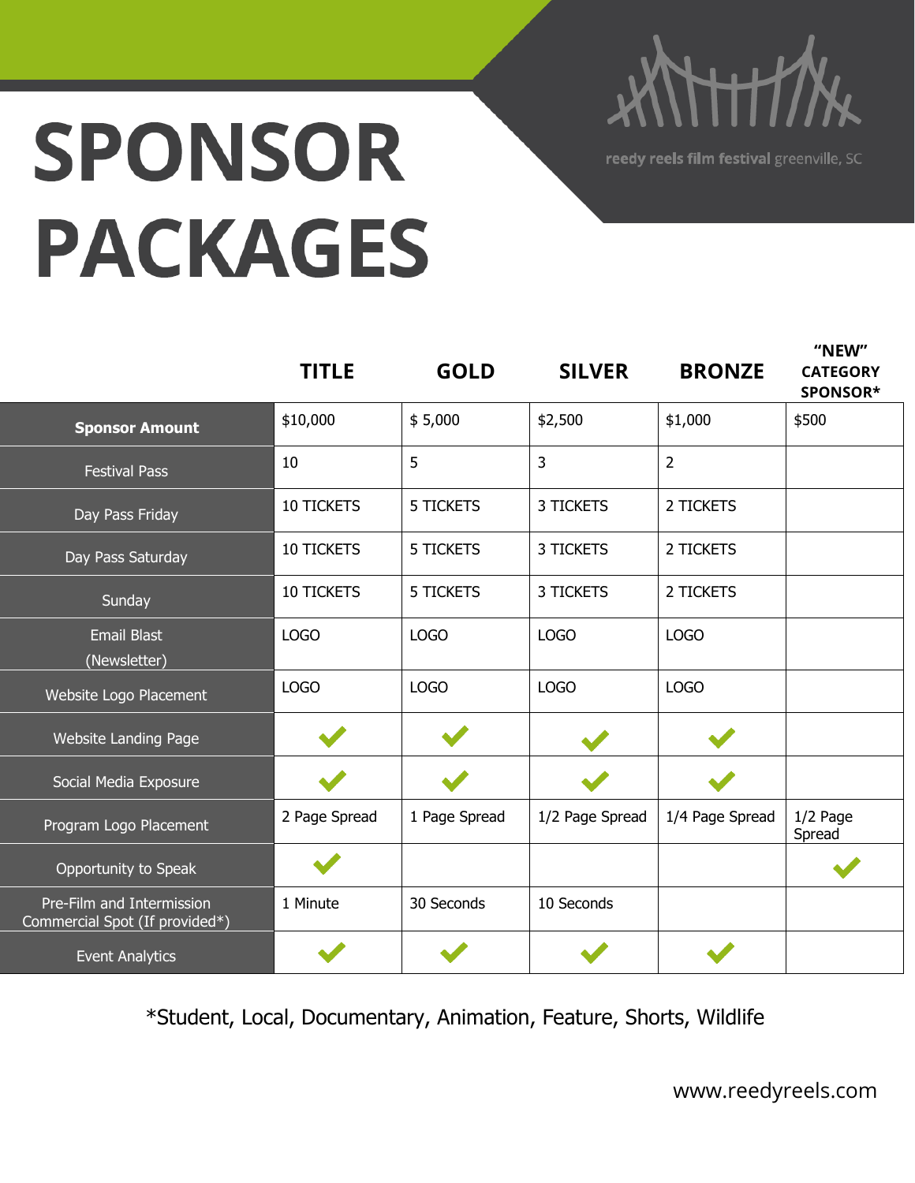# SPONSOR PACKAGES

reedy reels film festival greenville, SC

| | TITLE | GOLD | SILVER | BRONZE | "NEW" CATEGORY SPONSOR* |
|---|---|---|---|---|---|
| **Sponsor Amount** | $10,000 | $ 5,000 | $2,500 | $1,000 | $500 |
| Festival Pass | 10 | 5 | 3 | 2 | |
| Day Pass Friday | 10 TICKETS | 5 TICKETS | 3 TICKETS | 2 TICKETS | |
| Day Pass Saturday | 10 TICKETS | 5 TICKETS | 3 TICKETS | 2 TICKETS | |
| Sunday | 10 TICKETS | 5 TICKETS | 3 TICKETS | 2 TICKETS | |
| Email Blast (Newsletter) | LOGO | LOGO | LOGO | LOGO | |
| Website Logo Placement | LOGO | LOGO | LOGO | LOGO | |
| Website Landing Page | ✓ | ✓ | ✓ | ✓ | |
| Social Media Exposure | ✓ | ✓ | ✓ | ✓ | |
| Program Logo Placement | 2 Page Spread | 1 Page Spread | 1/2 Page Spread | 1/4 Page Spread | 1/2 Page Spread |
| Opportunity to Speak | ✓ | | | | ✓ |
| Pre-Film and Intermission Commercial Spot (If provided*) | 1 Minute | 30 Seconds | 10 Seconds | | |
| Event Analytics | ✓ | ✓ | ✓ | ✓ | |

*Student, Local, Documentary, Animation, Feature, Shorts, Wildlife

www.reedyreels.com